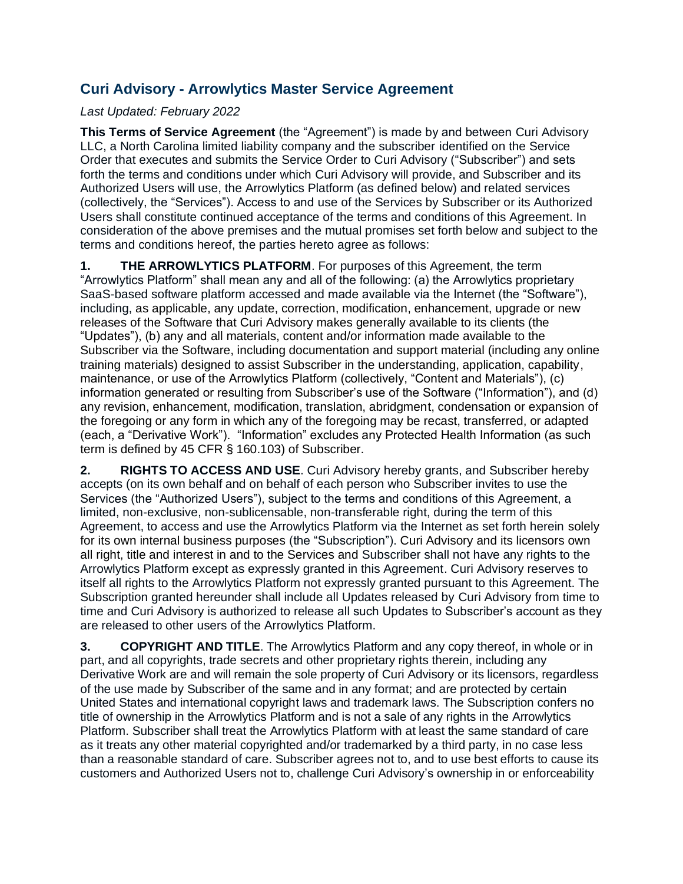## Curi Advisory - Arrowlytics Master Service Agreement

*Last Updated: February 2022*

**This Terms of Service Agreement** (the "Agreement") is made by and between Curi Advisory LLC, a North Carolina limited liability company and the subscriber identified on the Service Order that executes and submits the Service Order to Curi Advisory ("Subscriber") and sets forth the terms and conditions under which Curi Advisory will provide, and Subscriber and its Authorized Users will use, the Arrowlytics Platform (as defined below) and related services (collectively, the "Services"). Access to and use of the Services by Subscriber or its Authorized Users shall constitute continued acceptance of the terms and conditions of this Agreement. In consideration of the above premises and the mutual promises set forth below and subject to the terms and conditions hereof, the parties hereto agree as follows:

**1. THE ARROWLYTICS PLATFORM**. For purposes of this Agreement, the term "Arrowlytics Platform" shall mean any and all of the following: (a) the Arrowlytics proprietary SaaS-based software platform accessed and made available via the Internet (the "Software"), including, as applicable, any update, correction, modification, enhancement, upgrade or new releases of the Software that Curi Advisory makes generally available to its clients (the "Updates"), (b) any and all materials, content and/or information made available to the Subscriber via the Software, including documentation and support material (including any online training materials) designed to assist Subscriber in the understanding, application, capability, maintenance, or use of the Arrowlytics Platform (collectively, "Content and Materials"), (c) information generated or resulting from Subscriber's use of the Software ("Information"), and (d) any revision, enhancement, modification, translation, abridgment, condensation or expansion of the foregoing or any form in which any of the foregoing may be recast, transferred, or adapted (each, a "Derivative Work"). "Information" excludes any Protected Health Information (as such term is defined by 45 CFR § 160.103) of Subscriber.

**2. RIGHTS TO ACCESS AND USE**. Curi Advisory hereby grants, and Subscriber hereby accepts (on its own behalf and on behalf of each person who Subscriber invites to use the Services (the "Authorized Users"), subject to the terms and conditions of this Agreement, a limited, non-exclusive, non-sublicensable, non-transferable right, during the term of this Agreement, to access and use the Arrowlytics Platform via the Internet as set forth herein solely for its own internal business purposes (the "Subscription"). Curi Advisory and its licensors own all right, title and interest in and to the Services and Subscriber shall not have any rights to the Arrowlytics Platform except as expressly granted in this Agreement. Curi Advisory reserves to itself all rights to the Arrowlytics Platform not expressly granted pursuant to this Agreement. The Subscription granted hereunder shall include all Updates released by Curi Advisory from time to time and Curi Advisory is authorized to release all such Updates to Subscriber's account as they are released to other users of the Arrowlytics Platform.

**3. COPYRIGHT AND TITLE**. The Arrowlytics Platform and any copy thereof, in whole or in part, and all copyrights, trade secrets and other proprietary rights therein, including any Derivative Work are and will remain the sole property of Curi Advisory or its licensors, regardless of the use made by Subscriber of the same and in any format; and are protected by certain United States and international copyright laws and trademark laws. The Subscription confers no title of ownership in the Arrowlytics Platform and is not a sale of any rights in the Arrowlytics Platform. Subscriber shall treat the Arrowlytics Platform with at least the same standard of care as it treats any other material copyrighted and/or trademarked by a third party, in no case less than a reasonable standard of care. Subscriber agrees not to, and to use best efforts to cause its customers and Authorized Users not to, challenge Curi Advisory's ownership in or enforceability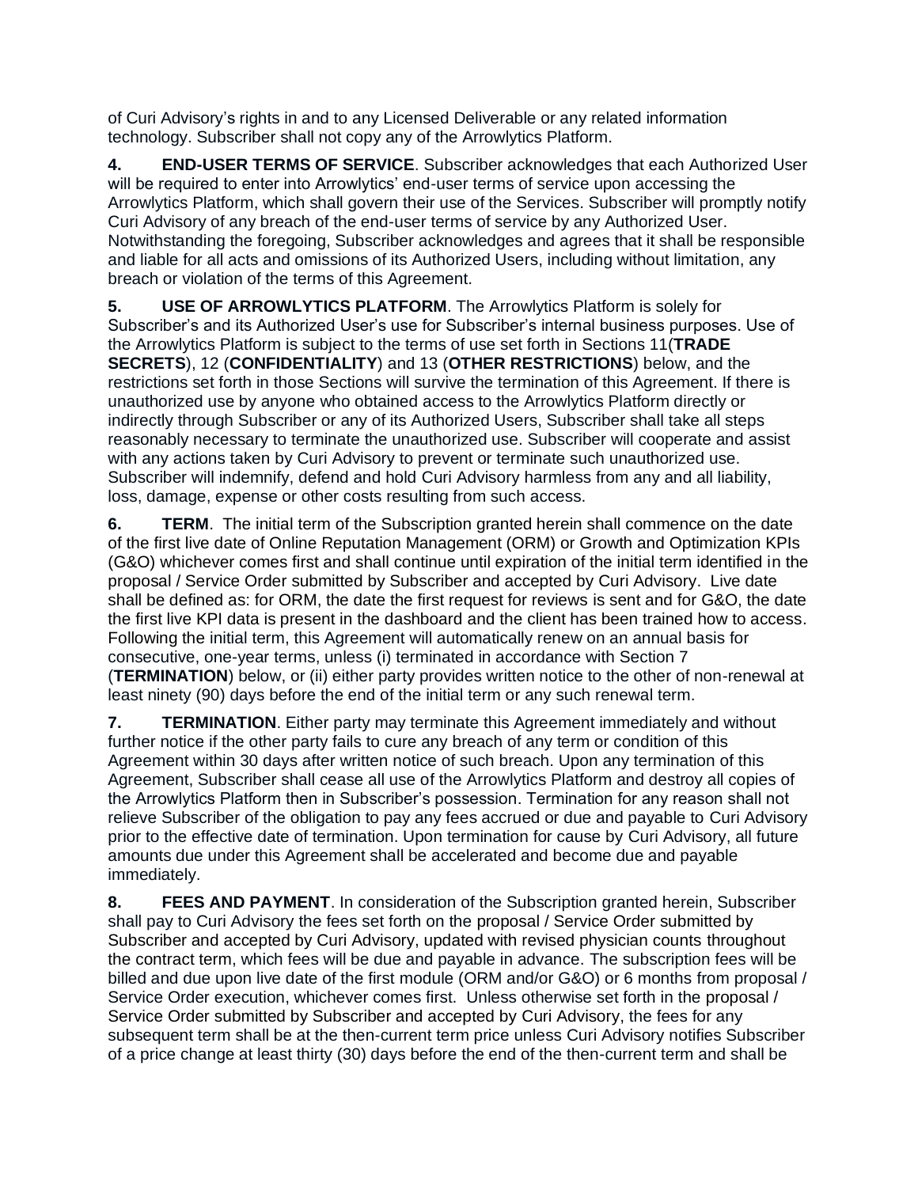of Curi Advisory's rights in and to any Licensed Deliverable or any related information technology. Subscriber shall not copy any of the Arrowlytics Platform.

**4. END-USER TERMS OF SERVICE**. Subscriber acknowledges that each Authorized User will be required to enter into Arrowlytics' end-user terms of service upon accessing the Arrowlytics Platform, which shall govern their use of the Services. Subscriber will promptly notify Curi Advisory of any breach of the end-user terms of service by any Authorized User. Notwithstanding the foregoing, Subscriber acknowledges and agrees that it shall be responsible and liable for all acts and omissions of its Authorized Users, including without limitation, any breach or violation of the terms of this Agreement.

**5. USE OF ARROWLYTICS PLATFORM**. The Arrowlytics Platform is solely for Subscriber's and its Authorized User's use for Subscriber's internal business purposes. Use of the Arrowlytics Platform is subject to the terms of use set forth in Sections 11(**TRADE SECRETS**), 12 (**CONFIDENTIALITY**) and 13 (**OTHER RESTRICTIONS**) below, and the restrictions set forth in those Sections will survive the termination of this Agreement. If there is unauthorized use by anyone who obtained access to the Arrowlytics Platform directly or indirectly through Subscriber or any of its Authorized Users, Subscriber shall take all steps reasonably necessary to terminate the unauthorized use. Subscriber will cooperate and assist with any actions taken by Curi Advisory to prevent or terminate such unauthorized use. Subscriber will indemnify, defend and hold Curi Advisory harmless from any and all liability, loss, damage, expense or other costs resulting from such access.

**6. TERM**. The initial term of the Subscription granted herein shall commence on the date of the first live date of Online Reputation Management (ORM) or Growth and Optimization KPIs (G&O) whichever comes first and shall continue until expiration of the initial term identified in the proposal / Service Order submitted by Subscriber and accepted by Curi Advisory. Live date shall be defined as: for ORM, the date the first request for reviews is sent and for G&O, the date the first live KPI data is present in the dashboard and the client has been trained how to access. Following the initial term, this Agreement will automatically renew on an annual basis for consecutive, one-year terms, unless (i) terminated in accordance with Section 7 (**TERMINATION**) below, or (ii) either party provides written notice to the other of non-renewal at least ninety (90) days before the end of the initial term or any such renewal term.

**7. TERMINATION**. Either party may terminate this Agreement immediately and without further notice if the other party fails to cure any breach of any term or condition of this Agreement within 30 days after written notice of such breach. Upon any termination of this Agreement, Subscriber shall cease all use of the Arrowlytics Platform and destroy all copies of the Arrowlytics Platform then in Subscriber's possession. Termination for any reason shall not relieve Subscriber of the obligation to pay any fees accrued or due and payable to Curi Advisory prior to the effective date of termination. Upon termination for cause by Curi Advisory, all future amounts due under this Agreement shall be accelerated and become due and payable immediately.

**8. FEES AND PAYMENT**. In consideration of the Subscription granted herein, Subscriber shall pay to Curi Advisory the fees set forth on the proposal / Service Order submitted by Subscriber and accepted by Curi Advisory, updated with revised physician counts throughout the contract term, which fees will be due and payable in advance. The subscription fees will be billed and due upon live date of the first module (ORM and/or G&O) or 6 months from proposal / Service Order execution, whichever comes first. Unless otherwise set forth in the proposal / Service Order submitted by Subscriber and accepted by Curi Advisory, the fees for any subsequent term shall be at the then-current term price unless Curi Advisory notifies Subscriber of a price change at least thirty (30) days before the end of the then-current term and shall be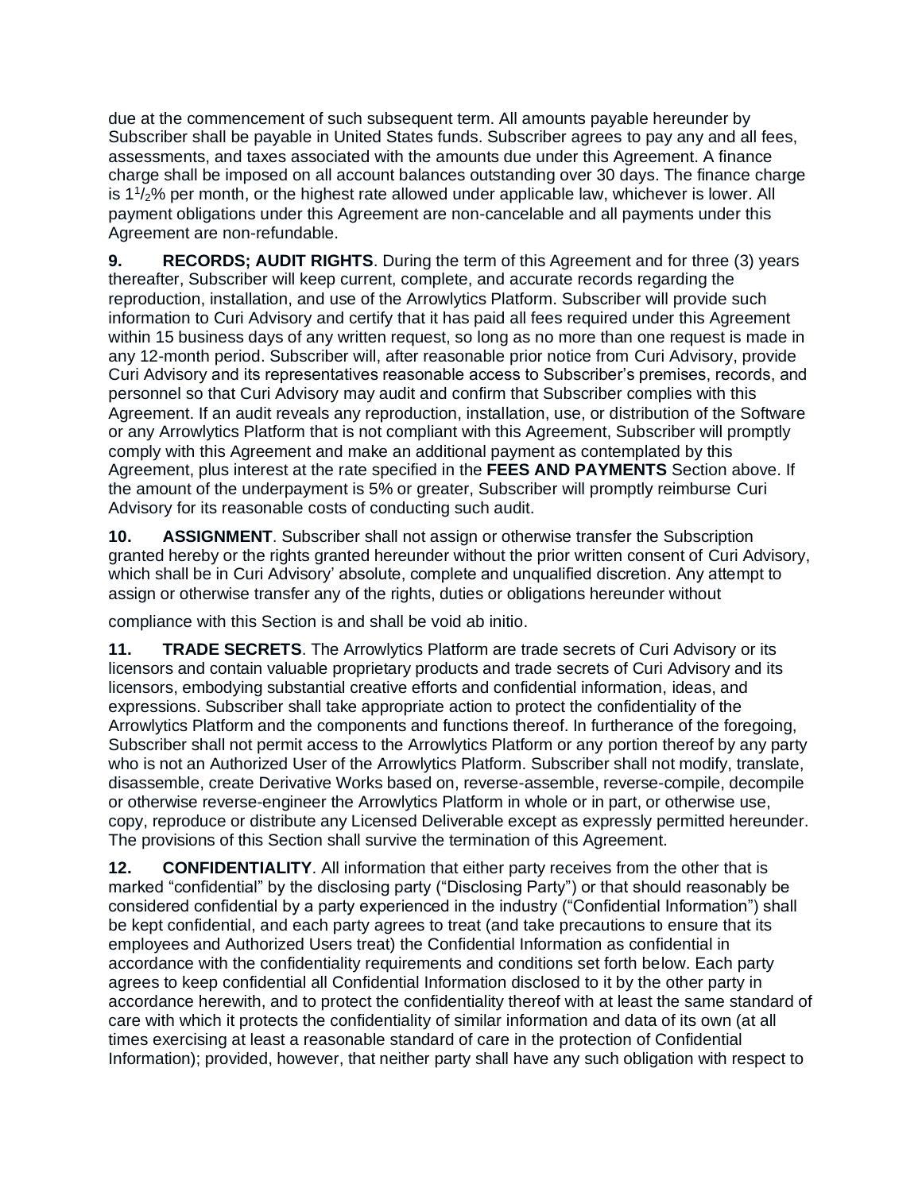due at the commencement of such subsequent term. All amounts payable hereunder by Subscriber shall be payable in United States funds. Subscriber agrees to pay any and all fees, assessments, and taxes associated with the amounts due under this Agreement. A finance charge shall be imposed on all account balances outstanding over 30 days. The finance charge is $1^1/_2$% per month, or the highest rate allowed under applicable law, whichever is lower. All payment obligations under this Agreement are non-cancelable and all payments under this Agreement are non-refundable.

**9. RECORDS; AUDIT RIGHTS**. During the term of this Agreement and for three (3) years thereafter, Subscriber will keep current, complete, and accurate records regarding the reproduction, installation, and use of the Arrowlytics Platform. Subscriber will provide such information to Curi Advisory and certify that it has paid all fees required under this Agreement within 15 business days of any written request, so long as no more than one request is made in any 12-month period. Subscriber will, after reasonable prior notice from Curi Advisory, provide Curi Advisory and its representatives reasonable access to Subscriber's premises, records, and personnel so that Curi Advisory may audit and confirm that Subscriber complies with this Agreement. If an audit reveals any reproduction, installation, use, or distribution of the Software or any Arrowlytics Platform that is not compliant with this Agreement, Subscriber will promptly comply with this Agreement and make an additional payment as contemplated by this Agreement, plus interest at the rate specified in the **FEES AND PAYMENTS** Section above. If the amount of the underpayment is 5% or greater, Subscriber will promptly reimburse Curi Advisory for its reasonable costs of conducting such audit.

**10. ASSIGNMENT**. Subscriber shall not assign or otherwise transfer the Subscription granted hereby or the rights granted hereunder without the prior written consent of Curi Advisory, which shall be in Curi Advisory' absolute, complete and unqualified discretion. Any attempt to assign or otherwise transfer any of the rights, duties or obligations hereunder without compliance with this Section is and shall be void ab initio.

**11. TRADE SECRETS**. The Arrowlytics Platform are trade secrets of Curi Advisory or its licensors and contain valuable proprietary products and trade secrets of Curi Advisory and its licensors, embodying substantial creative efforts and confidential information, ideas, and expressions. Subscriber shall take appropriate action to protect the confidentiality of the Arrowlytics Platform and the components and functions thereof. In furtherance of the foregoing, Subscriber shall not permit access to the Arrowlytics Platform or any portion thereof by any party who is not an Authorized User of the Arrowlytics Platform. Subscriber shall not modify, translate, disassemble, create Derivative Works based on, reverse-assemble, reverse-compile, decompile or otherwise reverse-engineer the Arrowlytics Platform in whole or in part, or otherwise use, copy, reproduce or distribute any Licensed Deliverable except as expressly permitted hereunder. The provisions of this Section shall survive the termination of this Agreement.

**12. CONFIDENTIALITY**. All information that either party receives from the other that is marked "confidential" by the disclosing party ("Disclosing Party") or that should reasonably be considered confidential by a party experienced in the industry ("Confidential Information") shall be kept confidential, and each party agrees to treat (and take precautions to ensure that its employees and Authorized Users treat) the Confidential Information as confidential in accordance with the confidentiality requirements and conditions set forth below. Each party agrees to keep confidential all Confidential Information disclosed to it by the other party in accordance herewith, and to protect the confidentiality thereof with at least the same standard of care with which it protects the confidentiality of similar information and data of its own (at all times exercising at least a reasonable standard of care in the protection of Confidential Information); provided, however, that neither party shall have any such obligation with respect to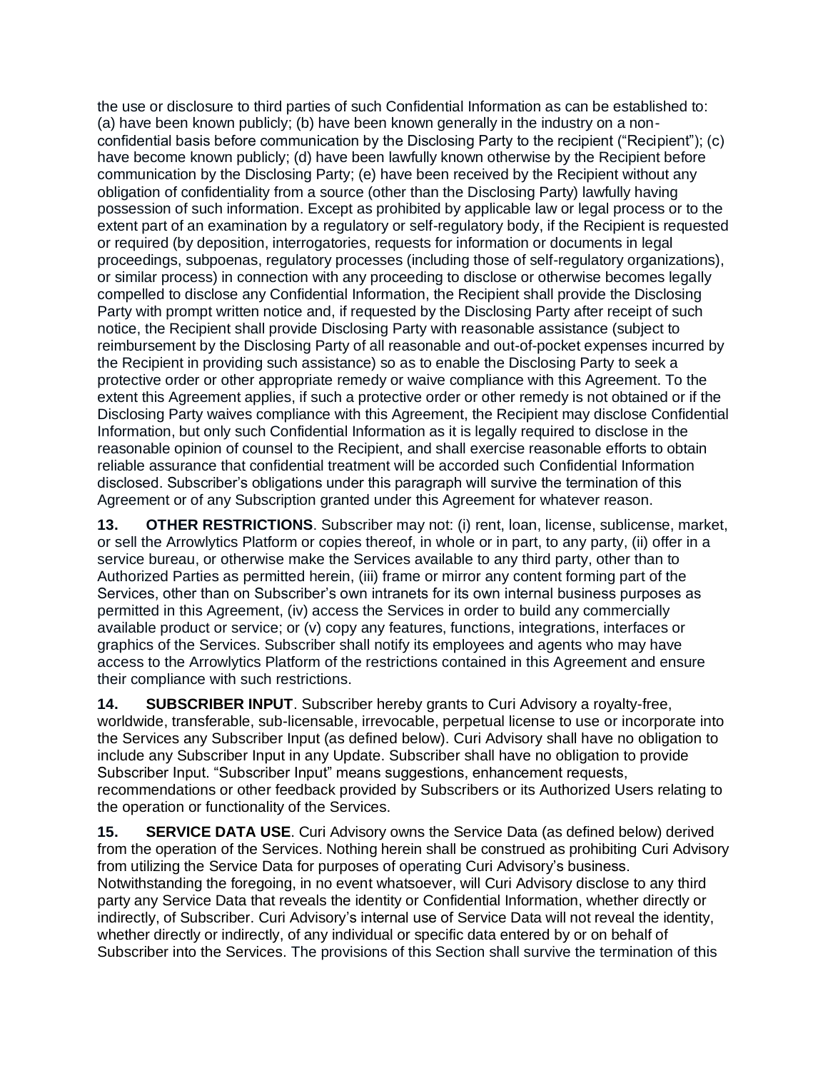the use or disclosure to third parties of such Confidential Information as can be established to: (a) have been known publicly; (b) have been known generally in the industry on a non-confidential basis before communication by the Disclosing Party to the recipient ("Recipient"); (c) have become known publicly; (d) have been lawfully known otherwise by the Recipient before communication by the Disclosing Party; (e) have been received by the Recipient without any obligation of confidentiality from a source (other than the Disclosing Party) lawfully having possession of such information. Except as prohibited by applicable law or legal process or to the extent part of an examination by a regulatory or self-regulatory body, if the Recipient is requested or required (by deposition, interrogatories, requests for information or documents in legal proceedings, subpoenas, regulatory processes (including those of self-regulatory organizations), or similar process) in connection with any proceeding to disclose or otherwise becomes legally compelled to disclose any Confidential Information, the Recipient shall provide the Disclosing Party with prompt written notice and, if requested by the Disclosing Party after receipt of such notice, the Recipient shall provide Disclosing Party with reasonable assistance (subject to reimbursement by the Disclosing Party of all reasonable and out-of-pocket expenses incurred by the Recipient in providing such assistance) so as to enable the Disclosing Party to seek a protective order or other appropriate remedy or waive compliance with this Agreement. To the extent this Agreement applies, if such a protective order or other remedy is not obtained or if the Disclosing Party waives compliance with this Agreement, the Recipient may disclose Confidential Information, but only such Confidential Information as it is legally required to disclose in the reasonable opinion of counsel to the Recipient, and shall exercise reasonable efforts to obtain reliable assurance that confidential treatment will be accorded such Confidential Information disclosed. Subscriber's obligations under this paragraph will survive the termination of this Agreement or of any Subscription granted under this Agreement for whatever reason.

**13. OTHER RESTRICTIONS**. Subscriber may not: (i) rent, loan, license, sublicense, market, or sell the Arrowlytics Platform or copies thereof, in whole or in part, to any party, (ii) offer in a service bureau, or otherwise make the Services available to any third party, other than to Authorized Parties as permitted herein, (iii) frame or mirror any content forming part of the Services, other than on Subscriber's own intranets for its own internal business purposes as permitted in this Agreement, (iv) access the Services in order to build any commercially available product or service; or (v) copy any features, functions, integrations, interfaces or graphics of the Services. Subscriber shall notify its employees and agents who may have access to the Arrowlytics Platform of the restrictions contained in this Agreement and ensure their compliance with such restrictions.

**14. SUBSCRIBER INPUT**. Subscriber hereby grants to Curi Advisory a royalty-free, worldwide, transferable, sub-licensable, irrevocable, perpetual license to use or incorporate into the Services any Subscriber Input (as defined below). Curi Advisory shall have no obligation to include any Subscriber Input in any Update. Subscriber shall have no obligation to provide Subscriber Input. "Subscriber Input" means suggestions, enhancement requests, recommendations or other feedback provided by Subscribers or its Authorized Users relating to the operation or functionality of the Services.

**15. SERVICE DATA USE**. Curi Advisory owns the Service Data (as defined below) derived from the operation of the Services. Nothing herein shall be construed as prohibiting Curi Advisory from utilizing the Service Data for purposes of operating Curi Advisory's business. Notwithstanding the foregoing, in no event whatsoever, will Curi Advisory disclose to any third party any Service Data that reveals the identity or Confidential Information, whether directly or indirectly, of Subscriber. Curi Advisory's internal use of Service Data will not reveal the identity, whether directly or indirectly, of any individual or specific data entered by or on behalf of Subscriber into the Services. The provisions of this Section shall survive the termination of this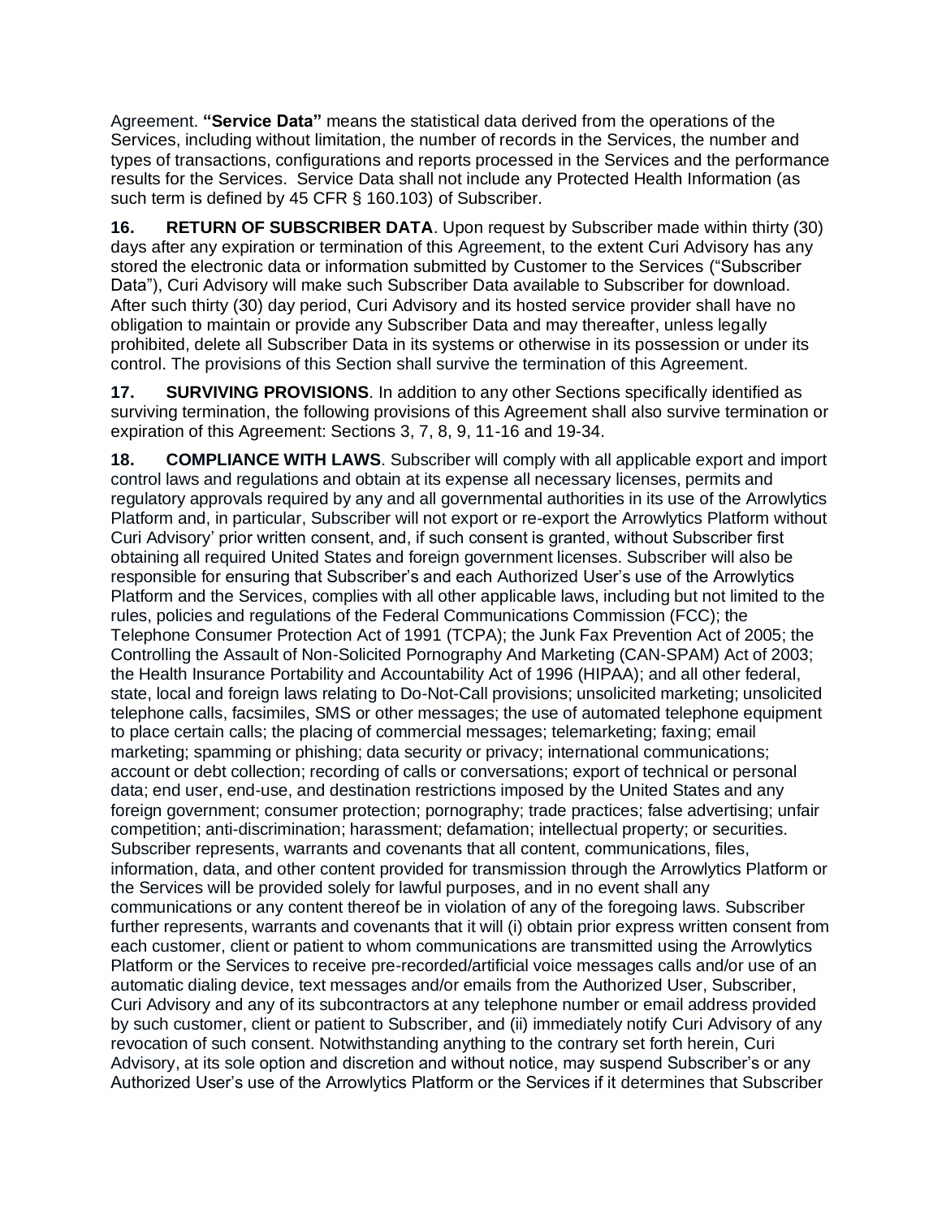Agreement. **"Service Data"** means the statistical data derived from the operations of the Services, including without limitation, the number of records in the Services, the number and types of transactions, configurations and reports processed in the Services and the performance results for the Services. Service Data shall not include any Protected Health Information (as such term is defined by 45 CFR § 160.103) of Subscriber.

**16. RETURN OF SUBSCRIBER DATA**. Upon request by Subscriber made within thirty (30) days after any expiration or termination of this Agreement, to the extent Curi Advisory has any stored the electronic data or information submitted by Customer to the Services ("Subscriber Data"), Curi Advisory will make such Subscriber Data available to Subscriber for download. After such thirty (30) day period, Curi Advisory and its hosted service provider shall have no obligation to maintain or provide any Subscriber Data and may thereafter, unless legally prohibited, delete all Subscriber Data in its systems or otherwise in its possession or under its control. The provisions of this Section shall survive the termination of this Agreement.

**17. SURVIVING PROVISIONS**. In addition to any other Sections specifically identified as surviving termination, the following provisions of this Agreement shall also survive termination or expiration of this Agreement: Sections 3, 7, 8, 9, 11-16 and 19-34.

**18. COMPLIANCE WITH LAWS**. Subscriber will comply with all applicable export and import control laws and regulations and obtain at its expense all necessary licenses, permits and regulatory approvals required by any and all governmental authorities in its use of the Arrowlytics Platform and, in particular, Subscriber will not export or re-export the Arrowlytics Platform without Curi Advisory' prior written consent, and, if such consent is granted, without Subscriber first obtaining all required United States and foreign government licenses. Subscriber will also be responsible for ensuring that Subscriber's and each Authorized User's use of the Arrowlytics Platform and the Services, complies with all other applicable laws, including but not limited to the rules, policies and regulations of the Federal Communications Commission (FCC); the Telephone Consumer Protection Act of 1991 (TCPA); the Junk Fax Prevention Act of 2005; the Controlling the Assault of Non-Solicited Pornography And Marketing (CAN-SPAM) Act of 2003; the Health Insurance Portability and Accountability Act of 1996 (HIPAA); and all other federal, state, local and foreign laws relating to Do-Not-Call provisions; unsolicited marketing; unsolicited telephone calls, facsimiles, SMS or other messages; the use of automated telephone equipment to place certain calls; the placing of commercial messages; telemarketing; faxing; email marketing; spamming or phishing; data security or privacy; international communications; account or debt collection; recording of calls or conversations; export of technical or personal data; end user, end-use, and destination restrictions imposed by the United States and any foreign government; consumer protection; pornography; trade practices; false advertising; unfair competition; anti-discrimination; harassment; defamation; intellectual property; or securities. Subscriber represents, warrants and covenants that all content, communications, files, information, data, and other content provided for transmission through the Arrowlytics Platform or the Services will be provided solely for lawful purposes, and in no event shall any communications or any content thereof be in violation of any of the foregoing laws. Subscriber further represents, warrants and covenants that it will (i) obtain prior express written consent from each customer, client or patient to whom communications are transmitted using the Arrowlytics Platform or the Services to receive pre-recorded/artificial voice messages calls and/or use of an automatic dialing device, text messages and/or emails from the Authorized User, Subscriber, Curi Advisory and any of its subcontractors at any telephone number or email address provided by such customer, client or patient to Subscriber, and (ii) immediately notify Curi Advisory of any revocation of such consent. Notwithstanding anything to the contrary set forth herein, Curi Advisory, at its sole option and discretion and without notice, may suspend Subscriber's or any Authorized User's use of the Arrowlytics Platform or the Services if it determines that Subscriber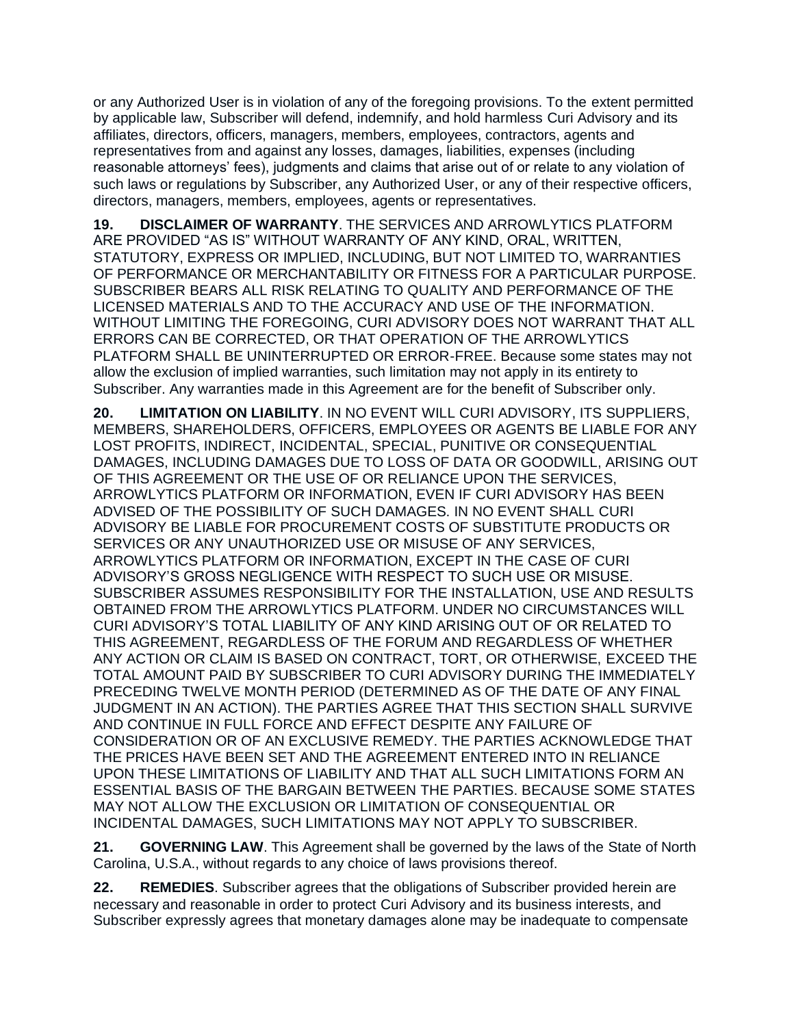or any Authorized User is in violation of any of the foregoing provisions. To the extent permitted by applicable law, Subscriber will defend, indemnify, and hold harmless Curi Advisory and its affiliates, directors, officers, managers, members, employees, contractors, agents and representatives from and against any losses, damages, liabilities, expenses (including reasonable attorneys' fees), judgments and claims that arise out of or relate to any violation of such laws or regulations by Subscriber, any Authorized User, or any of their respective officers, directors, managers, members, employees, agents or representatives.

**19. DISCLAIMER OF WARRANTY**. THE SERVICES AND ARROWLYTICS PLATFORM ARE PROVIDED "AS IS" WITHOUT WARRANTY OF ANY KIND, ORAL, WRITTEN, STATUTORY, EXPRESS OR IMPLIED, INCLUDING, BUT NOT LIMITED TO, WARRANTIES OF PERFORMANCE OR MERCHANTABILITY OR FITNESS FOR A PARTICULAR PURPOSE. SUBSCRIBER BEARS ALL RISK RELATING TO QUALITY AND PERFORMANCE OF THE LICENSED MATERIALS AND TO THE ACCURACY AND USE OF THE INFORMATION. WITHOUT LIMITING THE FOREGOING, CURI ADVISORY DOES NOT WARRANT THAT ALL ERRORS CAN BE CORRECTED, OR THAT OPERATION OF THE ARROWLYTICS PLATFORM SHALL BE UNINTERRUPTED OR ERROR-FREE. Because some states may not allow the exclusion of implied warranties, such limitation may not apply in its entirety to Subscriber. Any warranties made in this Agreement are for the benefit of Subscriber only.

**20. LIMITATION ON LIABILITY**. IN NO EVENT WILL CURI ADVISORY, ITS SUPPLIERS, MEMBERS, SHAREHOLDERS, OFFICERS, EMPLOYEES OR AGENTS BE LIABLE FOR ANY LOST PROFITS, INDIRECT, INCIDENTAL, SPECIAL, PUNITIVE OR CONSEQUENTIAL DAMAGES, INCLUDING DAMAGES DUE TO LOSS OF DATA OR GOODWILL, ARISING OUT OF THIS AGREEMENT OR THE USE OF OR RELIANCE UPON THE SERVICES, ARROWLYTICS PLATFORM OR INFORMATION, EVEN IF CURI ADVISORY HAS BEEN ADVISED OF THE POSSIBILITY OF SUCH DAMAGES. IN NO EVENT SHALL CURI ADVISORY BE LIABLE FOR PROCUREMENT COSTS OF SUBSTITUTE PRODUCTS OR SERVICES OR ANY UNAUTHORIZED USE OR MISUSE OF ANY SERVICES, ARROWLYTICS PLATFORM OR INFORMATION, EXCEPT IN THE CASE OF CURI ADVISORY'S GROSS NEGLIGENCE WITH RESPECT TO SUCH USE OR MISUSE. SUBSCRIBER ASSUMES RESPONSIBILITY FOR THE INSTALLATION, USE AND RESULTS OBTAINED FROM THE ARROWLYTICS PLATFORM. UNDER NO CIRCUMSTANCES WILL CURI ADVISORY'S TOTAL LIABILITY OF ANY KIND ARISING OUT OF OR RELATED TO THIS AGREEMENT, REGARDLESS OF THE FORUM AND REGARDLESS OF WHETHER ANY ACTION OR CLAIM IS BASED ON CONTRACT, TORT, OR OTHERWISE, EXCEED THE TOTAL AMOUNT PAID BY SUBSCRIBER TO CURI ADVISORY DURING THE IMMEDIATELY PRECEDING TWELVE MONTH PERIOD (DETERMINED AS OF THE DATE OF ANY FINAL JUDGMENT IN AN ACTION). THE PARTIES AGREE THAT THIS SECTION SHALL SURVIVE AND CONTINUE IN FULL FORCE AND EFFECT DESPITE ANY FAILURE OF CONSIDERATION OR OF AN EXCLUSIVE REMEDY. THE PARTIES ACKNOWLEDGE THAT THE PRICES HAVE BEEN SET AND THE AGREEMENT ENTERED INTO IN RELIANCE UPON THESE LIMITATIONS OF LIABILITY AND THAT ALL SUCH LIMITATIONS FORM AN ESSENTIAL BASIS OF THE BARGAIN BETWEEN THE PARTIES. BECAUSE SOME STATES MAY NOT ALLOW THE EXCLUSION OR LIMITATION OF CONSEQUENTIAL OR INCIDENTAL DAMAGES, SUCH LIMITATIONS MAY NOT APPLY TO SUBSCRIBER.

**21. GOVERNING LAW**. This Agreement shall be governed by the laws of the State of North Carolina, U.S.A., without regards to any choice of laws provisions thereof.

**22. REMEDIES**. Subscriber agrees that the obligations of Subscriber provided herein are necessary and reasonable in order to protect Curi Advisory and its business interests, and Subscriber expressly agrees that monetary damages alone may be inadequate to compensate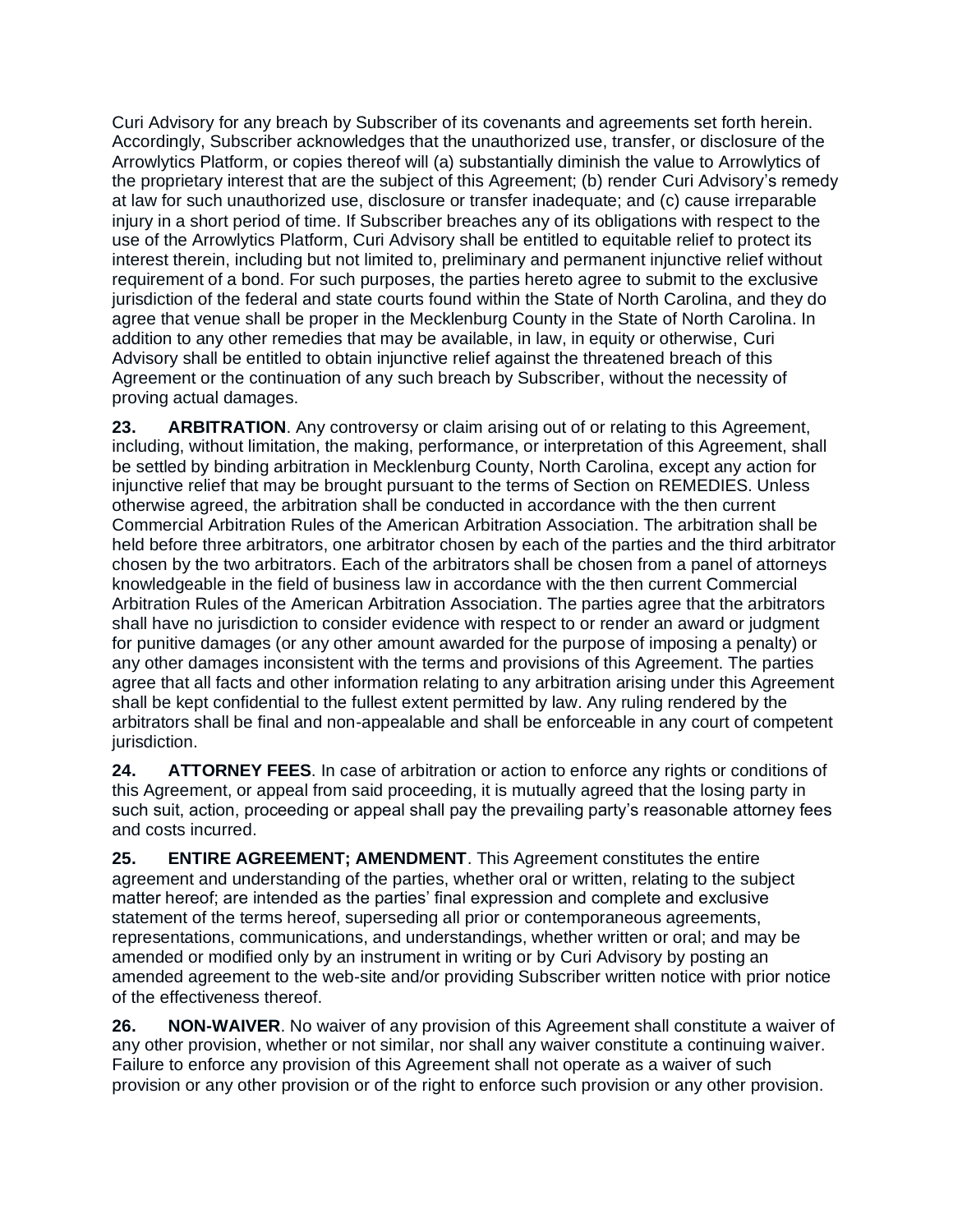Curi Advisory for any breach by Subscriber of its covenants and agreements set forth herein. Accordingly, Subscriber acknowledges that the unauthorized use, transfer, or disclosure of the Arrowlytics Platform, or copies thereof will (a) substantially diminish the value to Arrowlytics of the proprietary interest that are the subject of this Agreement; (b) render Curi Advisory's remedy at law for such unauthorized use, disclosure or transfer inadequate; and (c) cause irreparable injury in a short period of time. If Subscriber breaches any of its obligations with respect to the use of the Arrowlytics Platform, Curi Advisory shall be entitled to equitable relief to protect its interest therein, including but not limited to, preliminary and permanent injunctive relief without requirement of a bond. For such purposes, the parties hereto agree to submit to the exclusive jurisdiction of the federal and state courts found within the State of North Carolina, and they do agree that venue shall be proper in the Mecklenburg County in the State of North Carolina. In addition to any other remedies that may be available, in law, in equity or otherwise, Curi Advisory shall be entitled to obtain injunctive relief against the threatened breach of this Agreement or the continuation of any such breach by Subscriber, without the necessity of proving actual damages.

**23. ARBITRATION**. Any controversy or claim arising out of or relating to this Agreement, including, without limitation, the making, performance, or interpretation of this Agreement, shall be settled by binding arbitration in Mecklenburg County, North Carolina, except any action for injunctive relief that may be brought pursuant to the terms of Section on REMEDIES. Unless otherwise agreed, the arbitration shall be conducted in accordance with the then current Commercial Arbitration Rules of the American Arbitration Association. The arbitration shall be held before three arbitrators, one arbitrator chosen by each of the parties and the third arbitrator chosen by the two arbitrators. Each of the arbitrators shall be chosen from a panel of attorneys knowledgeable in the field of business law in accordance with the then current Commercial Arbitration Rules of the American Arbitration Association. The parties agree that the arbitrators shall have no jurisdiction to consider evidence with respect to or render an award or judgment for punitive damages (or any other amount awarded for the purpose of imposing a penalty) or any other damages inconsistent with the terms and provisions of this Agreement. The parties agree that all facts and other information relating to any arbitration arising under this Agreement shall be kept confidential to the fullest extent permitted by law. Any ruling rendered by the arbitrators shall be final and non-appealable and shall be enforceable in any court of competent jurisdiction.

**24. ATTORNEY FEES**. In case of arbitration or action to enforce any rights or conditions of this Agreement, or appeal from said proceeding, it is mutually agreed that the losing party in such suit, action, proceeding or appeal shall pay the prevailing party's reasonable attorney fees and costs incurred.

**25. ENTIRE AGREEMENT; AMENDMENT**. This Agreement constitutes the entire agreement and understanding of the parties, whether oral or written, relating to the subject matter hereof; are intended as the parties' final expression and complete and exclusive statement of the terms hereof, superseding all prior or contemporaneous agreements, representations, communications, and understandings, whether written or oral; and may be amended or modified only by an instrument in writing or by Curi Advisory by posting an amended agreement to the web-site and/or providing Subscriber written notice with prior notice of the effectiveness thereof.

**26. NON-WAIVER**. No waiver of any provision of this Agreement shall constitute a waiver of any other provision, whether or not similar, nor shall any waiver constitute a continuing waiver. Failure to enforce any provision of this Agreement shall not operate as a waiver of such provision or any other provision or of the right to enforce such provision or any other provision.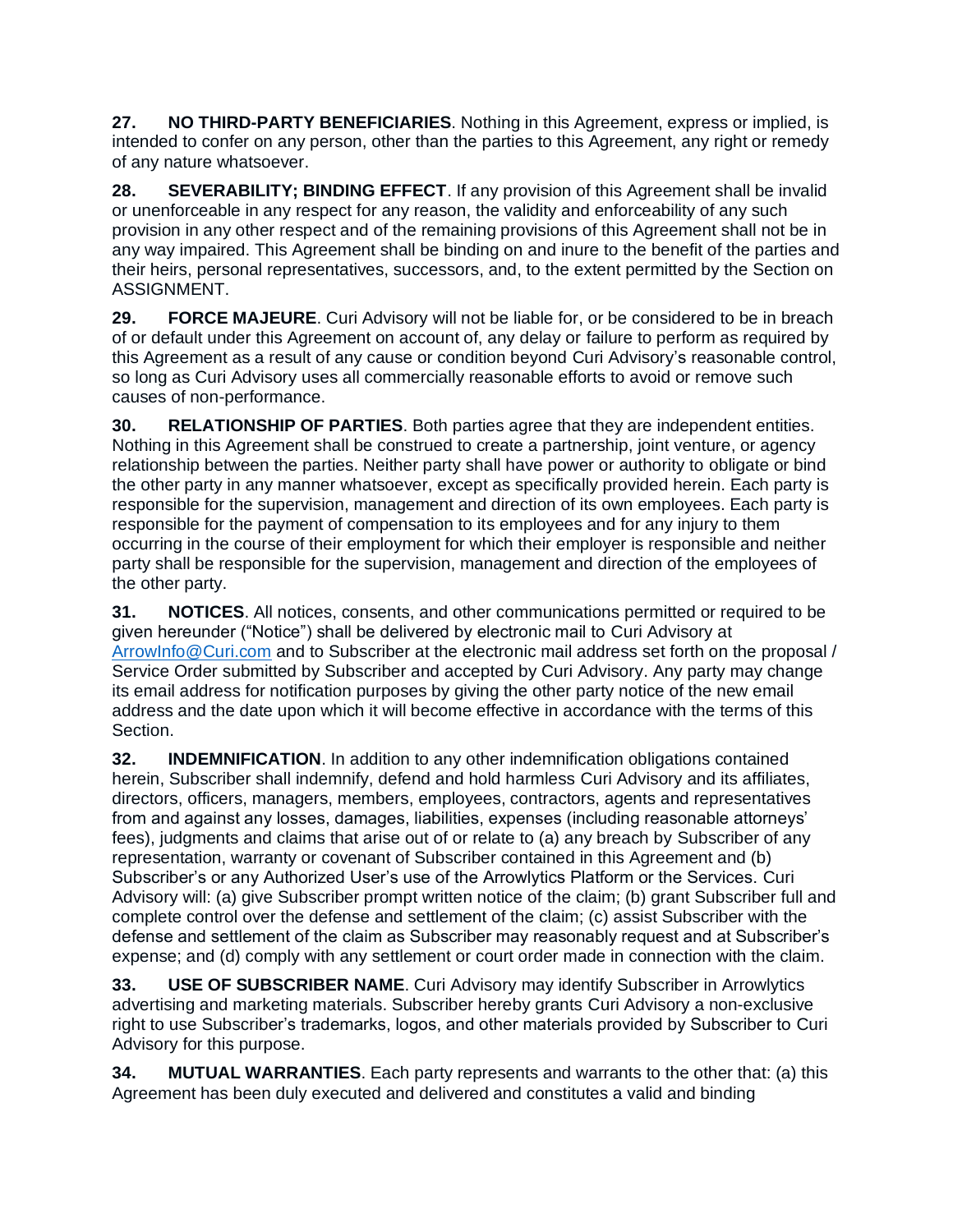**27. NO THIRD-PARTY BENEFICIARIES**. Nothing in this Agreement, express or implied, is intended to confer on any person, other than the parties to this Agreement, any right or remedy of any nature whatsoever.

**28. SEVERABILITY; BINDING EFFECT**. If any provision of this Agreement shall be invalid or unenforceable in any respect for any reason, the validity and enforceability of any such provision in any other respect and of the remaining provisions of this Agreement shall not be in any way impaired. This Agreement shall be binding on and inure to the benefit of the parties and their heirs, personal representatives, successors, and, to the extent permitted by the Section on ASSIGNMENT.

**29. FORCE MAJEURE**. Curi Advisory will not be liable for, or be considered to be in breach of or default under this Agreement on account of, any delay or failure to perform as required by this Agreement as a result of any cause or condition beyond Curi Advisory's reasonable control, so long as Curi Advisory uses all commercially reasonable efforts to avoid or remove such causes of non-performance.

**30. RELATIONSHIP OF PARTIES**. Both parties agree that they are independent entities. Nothing in this Agreement shall be construed to create a partnership, joint venture, or agency relationship between the parties. Neither party shall have power or authority to obligate or bind the other party in any manner whatsoever, except as specifically provided herein. Each party is responsible for the supervision, management and direction of its own employees. Each party is responsible for the payment of compensation to its employees and for any injury to them occurring in the course of their employment for which their employer is responsible and neither party shall be responsible for the supervision, management and direction of the employees of the other party.

**31. NOTICES**. All notices, consents, and other communications permitted or required to be given hereunder ("Notice") shall be delivered by electronic mail to Curi Advisory at ArrowInfo@Curi.com and to Subscriber at the electronic mail address set forth on the proposal / Service Order submitted by Subscriber and accepted by Curi Advisory. Any party may change its email address for notification purposes by giving the other party notice of the new email address and the date upon which it will become effective in accordance with the terms of this Section.

**32. INDEMNIFICATION**. In addition to any other indemnification obligations contained herein, Subscriber shall indemnify, defend and hold harmless Curi Advisory and its affiliates, directors, officers, managers, members, employees, contractors, agents and representatives from and against any losses, damages, liabilities, expenses (including reasonable attorneys' fees), judgments and claims that arise out of or relate to (a) any breach by Subscriber of any representation, warranty or covenant of Subscriber contained in this Agreement and (b) Subscriber's or any Authorized User's use of the Arrowlytics Platform or the Services. Curi Advisory will: (a) give Subscriber prompt written notice of the claim; (b) grant Subscriber full and complete control over the defense and settlement of the claim; (c) assist Subscriber with the defense and settlement of the claim as Subscriber may reasonably request and at Subscriber's expense; and (d) comply with any settlement or court order made in connection with the claim.

**33. USE OF SUBSCRIBER NAME**. Curi Advisory may identify Subscriber in Arrowlytics advertising and marketing materials. Subscriber hereby grants Curi Advisory a non-exclusive right to use Subscriber's trademarks, logos, and other materials provided by Subscriber to Curi Advisory for this purpose.

**34. MUTUAL WARRANTIES**. Each party represents and warrants to the other that: (a) this Agreement has been duly executed and delivered and constitutes a valid and binding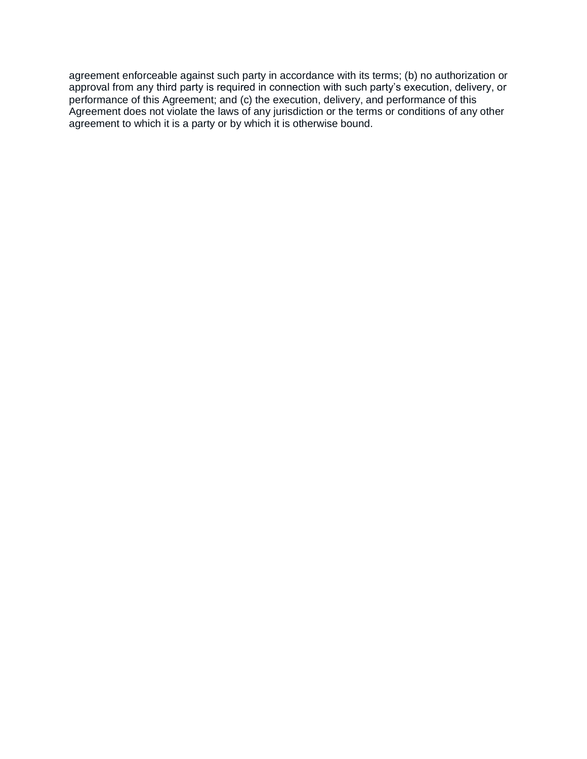agreement enforceable against such party in accordance with its terms; (b) no authorization or approval from any third party is required in connection with such party's execution, delivery, or performance of this Agreement; and (c) the execution, delivery, and performance of this Agreement does not violate the laws of any jurisdiction or the terms or conditions of any other agreement to which it is a party or by which it is otherwise bound.